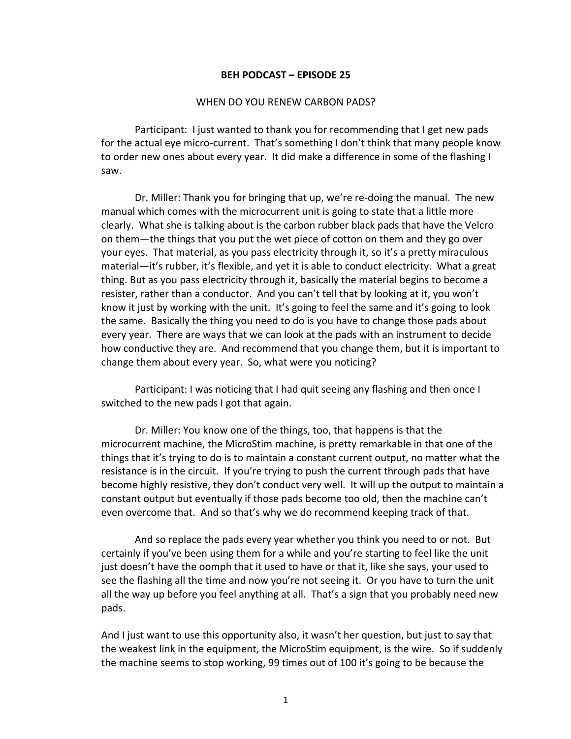**BEH PODCAST – EPISODE 25**

WHEN DO YOU RENEW CARBON PADS?

Participant: I just wanted to thank you for recommending that I get new pads for the actual eye micro-current. That's something I don't think that many people know to order new ones about every year. It did make a difference in some of the flashing I saw.

Dr. Miller: Thank you for bringing that up, we're re-doing the manual. The new manual which comes with the microcurrent unit is going to state that a little more clearly. What she is talking about is the carbon rubber black pads that have the Velcro on them—the things that you put the wet piece of cotton on them and they go over your eyes. That material, as you pass electricity through it, so it's a pretty miraculous material—it's rubber, it's flexible, and yet it is able to conduct electricity. What a great thing. But as you pass electricity through it, basically the material begins to become a resister, rather than a conductor. And you can't tell that by looking at it, you won't know it just by working with the unit. It's going to feel the same and it's going to look the same. Basically the thing you need to do is you have to change those pads about every year. There are ways that we can look at the pads with an instrument to decide how conductive they are. And recommend that you change them, but it is important to change them about every year. So, what were you noticing?

Participant: I was noticing that I had quit seeing any flashing and then once I switched to the new pads I got that again.

Dr. Miller: You know one of the things, too, that happens is that the microcurrent machine, the MicroStim machine, is pretty remarkable in that one of the things that it's trying to do is to maintain a constant current output, no matter what the resistance is in the circuit. If you're trying to push the current through pads that have become highly resistive, they don't conduct very well. It will up the output to maintain a constant output but eventually if those pads become too old, then the machine can't even overcome that. And so that's why we do recommend keeping track of that.

And so replace the pads every year whether you think you need to or not. But certainly if you've been using them for a while and you're starting to feel like the unit just doesn't have the oomph that it used to have or that it, like she says, your used to see the flashing all the time and now you're not seeing it. Or you have to turn the unit all the way up before you feel anything at all. That's a sign that you probably need new pads.

And I just want to use this opportunity also, it wasn't her question, but just to say that the weakest link in the equipment, the MicroStim equipment, is the wire. So if suddenly the machine seems to stop working, 99 times out of 100 it's going to be because the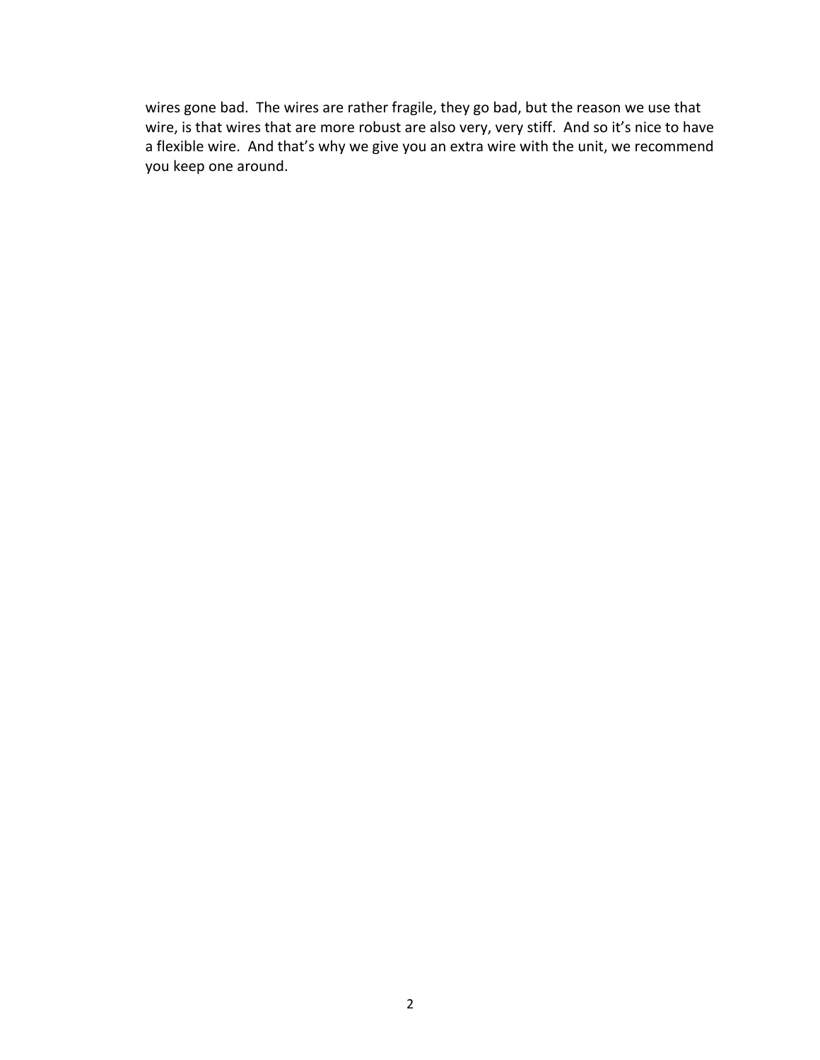wires gone bad. The wires are rather fragile, they go bad, but the reason we use that wire, is that wires that are more robust are also very, very stiff. And so it's nice to have a flexible wire. And that's why we give you an extra wire with the unit, we recommend you keep one around.